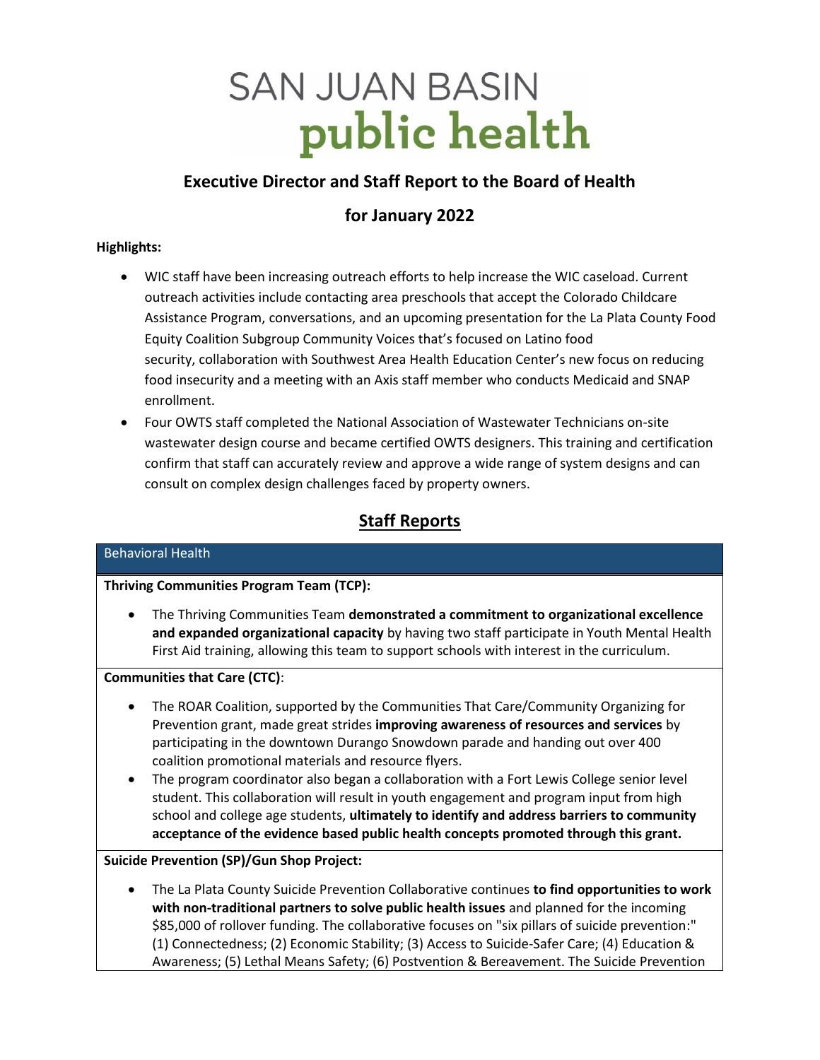# SAN JUAN BASIN public health

## Executive Director and Staff Report to the Board of Health

## for January 2022

**Highlights:**

- WIC staff have been increasing outreach efforts to help increase the WIC caseload. Current outreach activities include contacting area preschools that accept the Colorado Childcare Assistance Program, conversations, and an upcoming presentation for the La Plata County Food Equity Coalition Subgroup Community Voices that's focused on Latino food security, collaboration with Southwest Area Health Education Center's new focus on reducing food insecurity and a meeting with an Axis staff member who conducts Medicaid and SNAP enrollment.
- Four OWTS staff completed the National Association of Wastewater Technicians on-site wastewater design course and became certified OWTS designers. This training and certification confirm that staff can accurately review and approve a wide range of system designs and can consult on complex design challenges faced by property owners.

## Staff Reports

### Behavioral Health

**Thriving Communities Program Team (TCP):**

- The Thriving Communities Team **demonstrated a commitment to organizational excellence and expanded organizational capacity** by having two staff participate in Youth Mental Health First Aid training, allowing this team to support schools with interest in the curriculum.

**Communities that Care (CTC)**:

- The ROAR Coalition, supported by the Communities That Care/Community Organizing for Prevention grant, made great strides **improving awareness of resources and services** by participating in the downtown Durango Snowdown parade and handing out over 400 coalition promotional materials and resource flyers.
- The program coordinator also began a collaboration with a Fort Lewis College senior level student. This collaboration will result in youth engagement and program input from high school and college age students, **ultimately to identify and address barriers to community acceptance of the evidence based public health concepts promoted through this grant.**

**Suicide Prevention (SP)/Gun Shop Project:**

- The La Plata County Suicide Prevention Collaborative continues **to find opportunities to work with non-traditional partners to solve public health issues** and planned for the incoming $85,000 of rollover funding. The collaborative focuses on "six pillars of suicide prevention:" (1) Connectedness; (2) Economic Stability; (3) Access to Suicide-Safer Care; (4) Education & Awareness; (5) Lethal Means Safety; (6) Postvention & Bereavement. The Suicide Prevention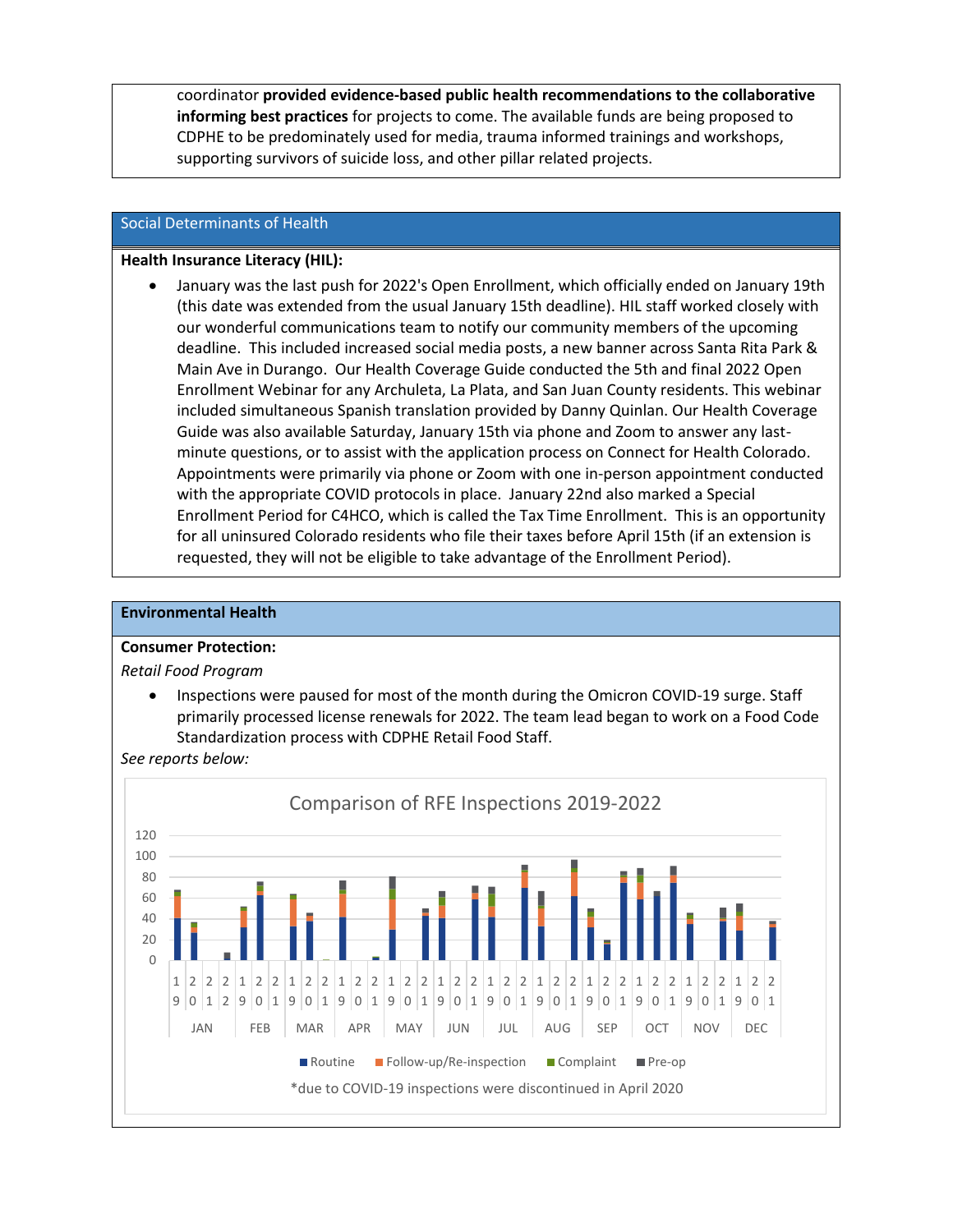coordinator **provided evidence-based public health recommendations to the collaborative informing best practices** for projects to come. The available funds are being proposed to CDPHE to be predominately used for media, trauma informed trainings and workshops, supporting survivors of suicide loss, and other pillar related projects.

## Social Determinants of Health

**Health Insurance Literacy (HIL):**

- January was the last push for 2022's Open Enrollment, which officially ended on January 19th (this date was extended from the usual January 15th deadline). HIL staff worked closely with our wonderful communications team to notify our community members of the upcoming deadline. This included increased social media posts, a new banner across Santa Rita Park & Main Ave in Durango. Our Health Coverage Guide conducted the 5th and final 2022 Open Enrollment Webinar for any Archuleta, La Plata, and San Juan County residents. This webinar included simultaneous Spanish translation provided by Danny Quinlan. Our Health Coverage Guide was also available Saturday, January 15th via phone and Zoom to answer any last-minute questions, or to assist with the application process on Connect for Health Colorado. Appointments were primarily via phone or Zoom with one in-person appointment conducted with the appropriate COVID protocols in place. January 22nd also marked a Special Enrollment Period for C4HCO, which is called the Tax Time Enrollment. This is an opportunity for all uninsured Colorado residents who file their taxes before April 15th (if an extension is requested, they will not be eligible to take advantage of the Enrollment Period).

## Environmental Health

**Consumer Protection:**

*Retail Food Program*

- Inspections were paused for most of the month during the Omicron COVID-19 surge. Staff primarily processed license renewals for 2022. The team lead began to work on a Food Code Standardization process with CDPHE Retail Food Staff.

*See reports below:*

Comparison of RFE Inspections 2019-2022

Legend: Routine, Follow-up/Re-inspection, Complaint, Pre-op

*due to COVID-19 inspections were discontinued in April 2020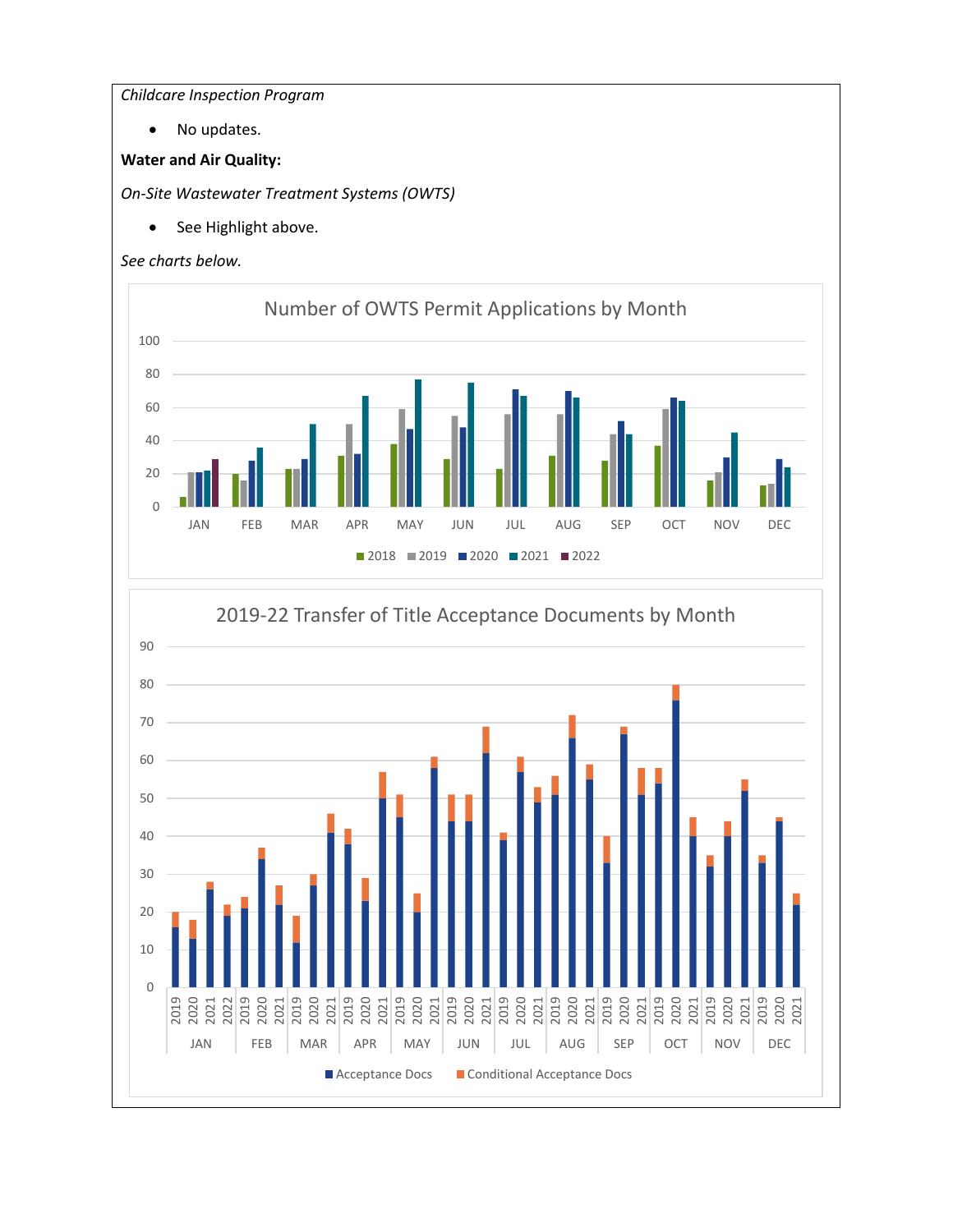*Childcare Inspection Program*

- No updates.

**Water and Air Quality:**

*On-Site Wastewater Treatment Systems (OWTS)*

- See Highlight above.

*See charts below.*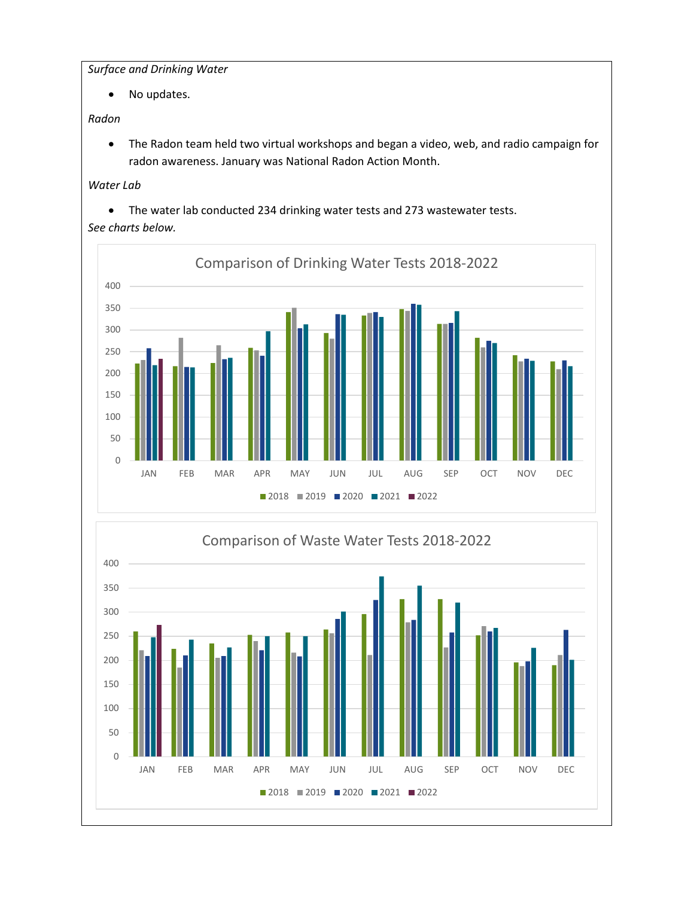*Surface and Drinking Water*

- No updates.

*Radon*

- The Radon team held two virtual workshops and began a video, web, and radio campaign for radon awareness. January was National Radon Action Month.

*Water Lab*

- The water lab conducted 234 drinking water tests and 273 wastewater tests.

*See charts below.*

Comparison of Drinking Water Tests 2018-2022

Comparison of Waste Water Tests 2018-2022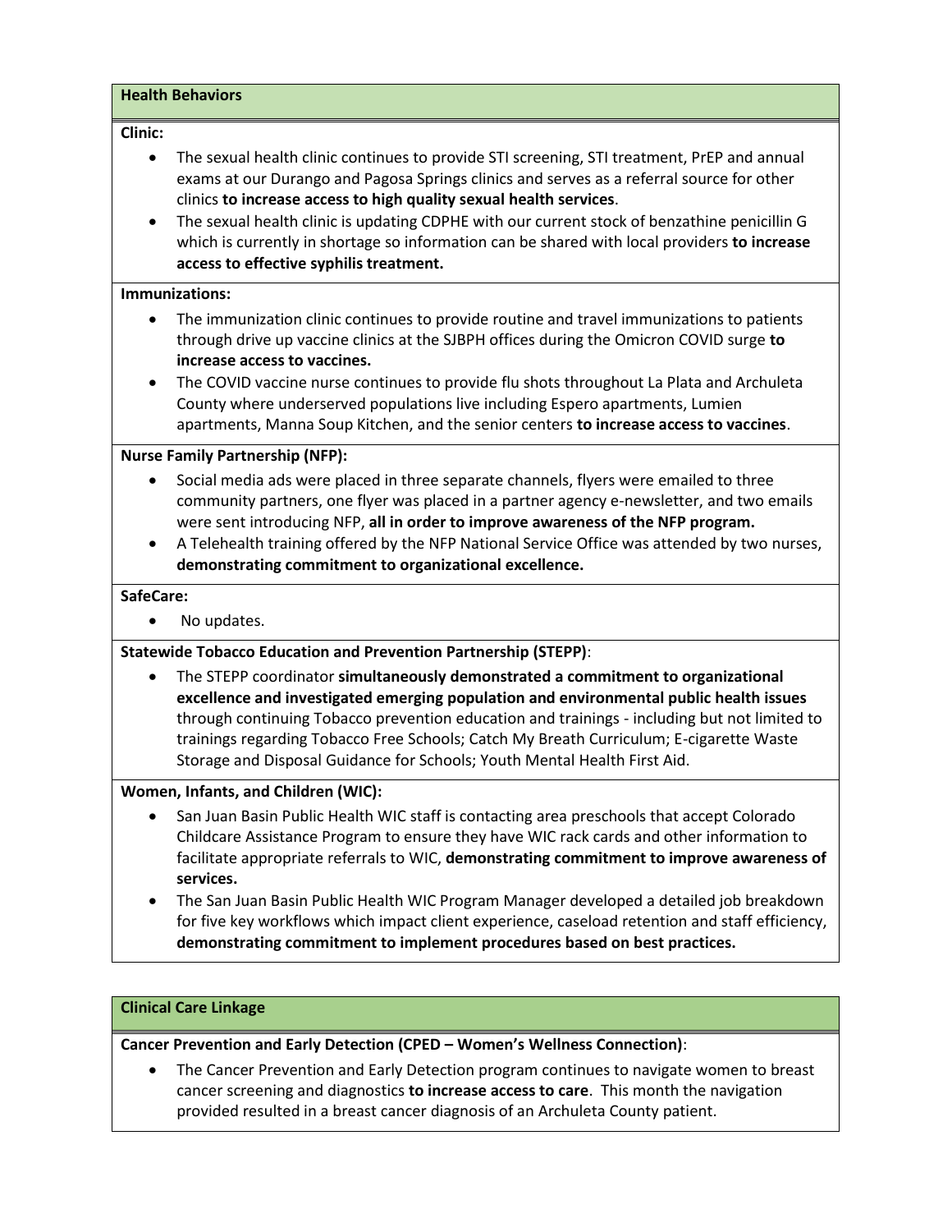## Health Behaviors

**Clinic:**

- The sexual health clinic continues to provide STI screening, STI treatment, PrEP and annual exams at our Durango and Pagosa Springs clinics and serves as a referral source for other clinics **to increase access to high quality sexual health services**.
- The sexual health clinic is updating CDPHE with our current stock of benzathine penicillin G which is currently in shortage so information can be shared with local providers **to increase access to effective syphilis treatment.**

**Immunizations:**

- The immunization clinic continues to provide routine and travel immunizations to patients through drive up vaccine clinics at the SJBPH offices during the Omicron COVID surge **to increase access to vaccines.**
- The COVID vaccine nurse continues to provide flu shots throughout La Plata and Archuleta County where underserved populations live including Espero apartments, Lumien apartments, Manna Soup Kitchen, and the senior centers **to increase access to vaccines**.

**Nurse Family Partnership (NFP):**

- Social media ads were placed in three separate channels, flyers were emailed to three community partners, one flyer was placed in a partner agency e-newsletter, and two emails were sent introducing NFP, **all in order to improve awareness of the NFP program.**
- A Telehealth training offered by the NFP National Service Office was attended by two nurses, **demonstrating commitment to organizational excellence.**

**SafeCare:**

- No updates.

**Statewide Tobacco Education and Prevention Partnership (STEPP)**:

- The STEPP coordinator **simultaneously demonstrated a commitment to organizational excellence and investigated emerging population and environmental public health issues** through continuing Tobacco prevention education and trainings - including but not limited to trainings regarding Tobacco Free Schools; Catch My Breath Curriculum; E-cigarette Waste Storage and Disposal Guidance for Schools; Youth Mental Health First Aid.

**Women, Infants, and Children (WIC):**

- San Juan Basin Public Health WIC staff is contacting area preschools that accept Colorado Childcare Assistance Program to ensure they have WIC rack cards and other information to facilitate appropriate referrals to WIC, **demonstrating commitment to improve awareness of services.**
- The San Juan Basin Public Health WIC Program Manager developed a detailed job breakdown for five key workflows which impact client experience, caseload retention and staff efficiency, **demonstrating commitment to implement procedures based on best practices.**

## Clinical Care Linkage

**Cancer Prevention and Early Detection (CPED – Women's Wellness Connection)**:

- The Cancer Prevention and Early Detection program continues to navigate women to breast cancer screening and diagnostics **to increase access to care**. This month the navigation provided resulted in a breast cancer diagnosis of an Archuleta County patient.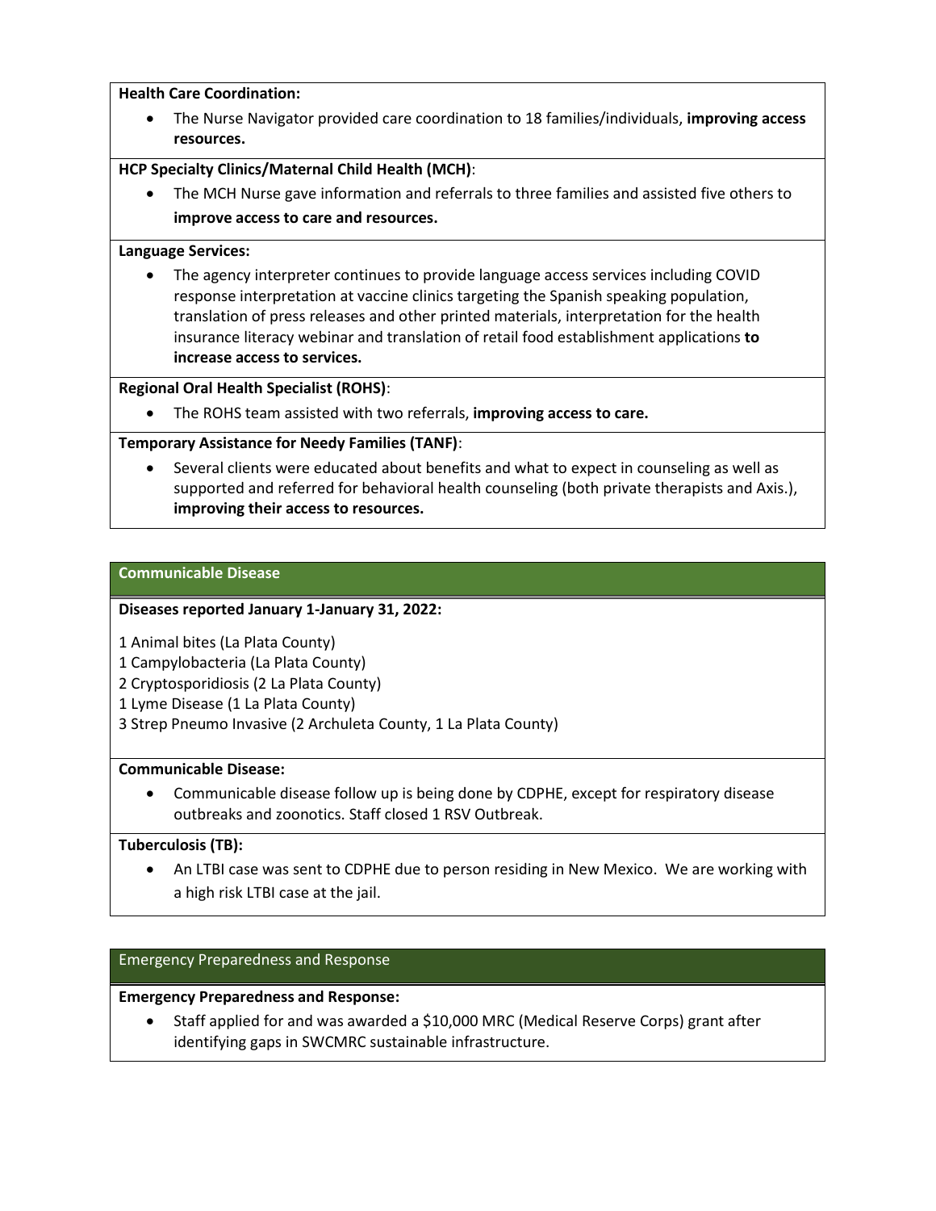**Health Care Coordination:**

- The Nurse Navigator provided care coordination to 18 families/individuals, **improving access resources.**

**HCP Specialty Clinics/Maternal Child Health (MCH)**:

- The MCH Nurse gave information and referrals to three families and assisted five others to **improve access to care and resources.**

**Language Services:**

- The agency interpreter continues to provide language access services including COVID response interpretation at vaccine clinics targeting the Spanish speaking population, translation of press releases and other printed materials, interpretation for the health insurance literacy webinar and translation of retail food establishment applications **to increase access to services.**

**Regional Oral Health Specialist (ROHS)**:

- The ROHS team assisted with two referrals, **improving access to care.**

**Temporary Assistance for Needy Families (TANF)**:

- Several clients were educated about benefits and what to expect in counseling as well as supported and referred for behavioral health counseling (both private therapists and Axis.), **improving their access to resources.**

## Communicable Disease

**Diseases reported January 1-January 31, 2022:**

1 Animal bites (La Plata County)
1 Campylobacteria (La Plata County)
2 Cryptosporidiosis (2 La Plata County)
1 Lyme Disease (1 La Plata County)
3 Strep Pneumo Invasive (2 Archuleta County, 1 La Plata County)

**Communicable Disease:**

- Communicable disease follow up is being done by CDPHE, except for respiratory disease outbreaks and zoonotics. Staff closed 1 RSV Outbreak.

**Tuberculosis (TB):**

- An LTBI case was sent to CDPHE due to person residing in New Mexico. We are working with a high risk LTBI case at the jail.

## Emergency Preparedness and Response

**Emergency Preparedness and Response:**

- Staff applied for and was awarded a $10,000 MRC (Medical Reserve Corps) grant after identifying gaps in SWCMRC sustainable infrastructure.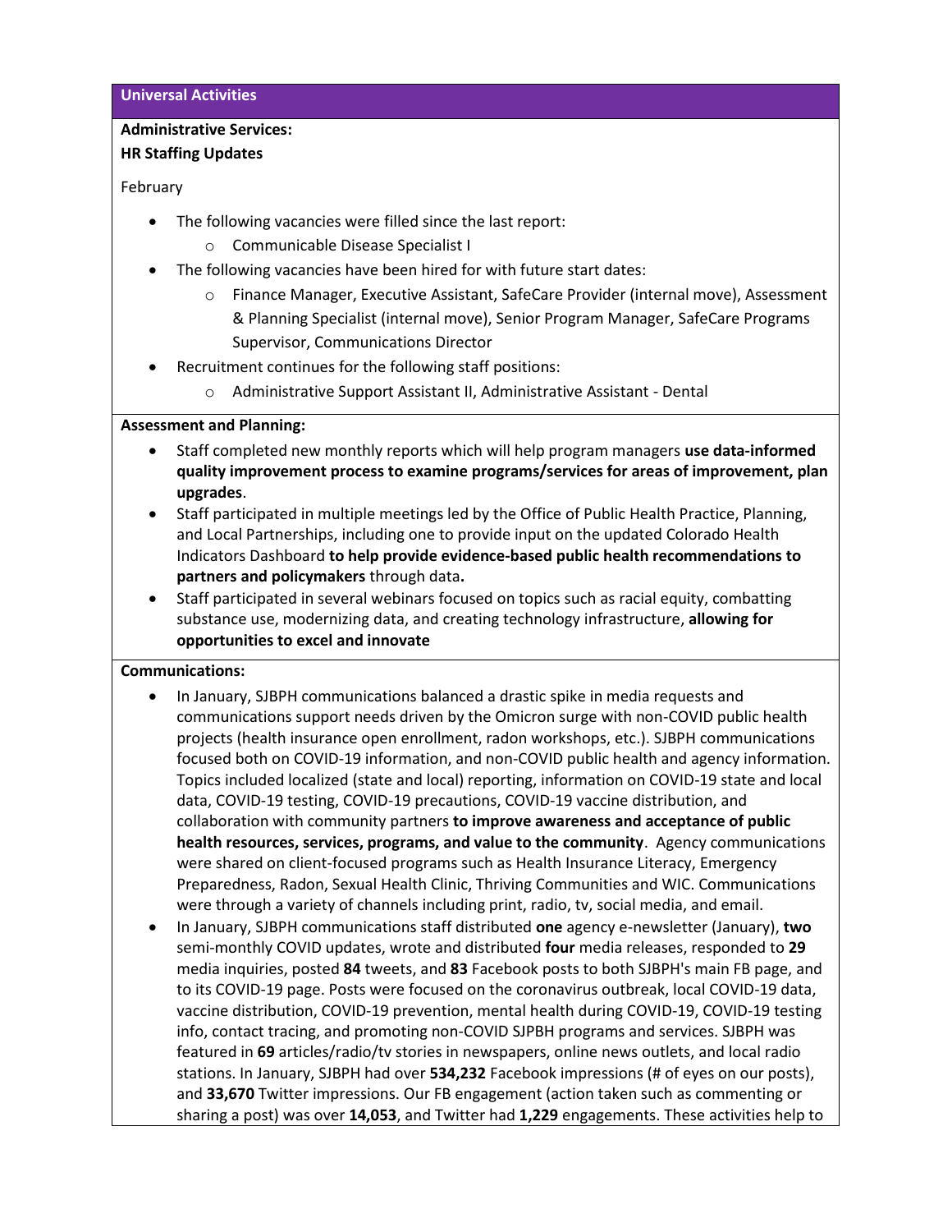## Universal Activities

**Administrative Services:**
**HR Staffing Updates**

February

- The following vacancies were filled since the last report:
  - Communicable Disease Specialist I
- The following vacancies have been hired for with future start dates:
  - Finance Manager, Executive Assistant, SafeCare Provider (internal move), Assessment & Planning Specialist (internal move), Senior Program Manager, SafeCare Programs Supervisor, Communications Director
- Recruitment continues for the following staff positions:
  - Administrative Support Assistant II, Administrative Assistant - Dental

**Assessment and Planning:**

- Staff completed new monthly reports which will help program managers **use data-informed quality improvement process to examine programs/services for areas of improvement, plan upgrades**.
- Staff participated in multiple meetings led by the Office of Public Health Practice, Planning, and Local Partnerships, including one to provide input on the updated Colorado Health Indicators Dashboard **to help provide evidence-based public health recommendations to partners and policymakers** through data**.**
- Staff participated in several webinars focused on topics such as racial equity, combatting substance use, modernizing data, and creating technology infrastructure, **allowing for opportunities to excel and innovate**

**Communications:**

- In January, SJBPH communications balanced a drastic spike in media requests and communications support needs driven by the Omicron surge with non-COVID public health projects (health insurance open enrollment, radon workshops, etc.). SJBPH communications focused both on COVID-19 information, and non-COVID public health and agency information. Topics included localized (state and local) reporting, information on COVID-19 state and local data, COVID-19 testing, COVID-19 precautions, COVID-19 vaccine distribution, and collaboration with community partners **to improve awareness and acceptance of public health resources, services, programs, and value to the community**. Agency communications were shared on client-focused programs such as Health Insurance Literacy, Emergency Preparedness, Radon, Sexual Health Clinic, Thriving Communities and WIC. Communications were through a variety of channels including print, radio, tv, social media, and email.
- In January, SJBPH communications staff distributed **one** agency e-newsletter (January), **two** semi-monthly COVID updates, wrote and distributed **four** media releases, responded to **29** media inquiries, posted **84** tweets, and **83** Facebook posts to both SJBPH's main FB page, and to its COVID-19 page. Posts were focused on the coronavirus outbreak, local COVID-19 data, vaccine distribution, COVID-19 prevention, mental health during COVID-19, COVID-19 testing info, contact tracing, and promoting non-COVID SJPBH programs and services. SJBPH was featured in **69** articles/radio/tv stories in newspapers, online news outlets, and local radio stations. In January, SJBPH had over **534,232** Facebook impressions (# of eyes on our posts), and **33,670** Twitter impressions. Our FB engagement (action taken such as commenting or sharing a post) was over **14,053**, and Twitter had **1,229** engagements. These activities help to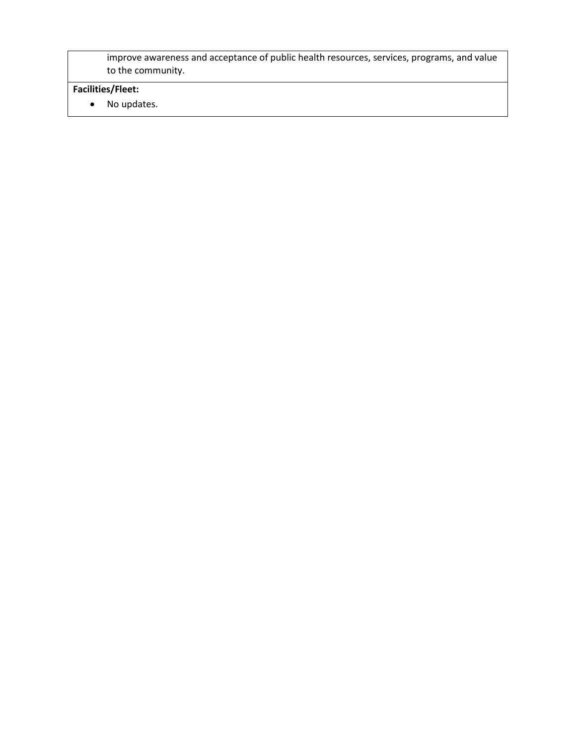improve awareness and acceptance of public health resources, services, programs, and value to the community.

**Facilities/Fleet:**

- No updates.